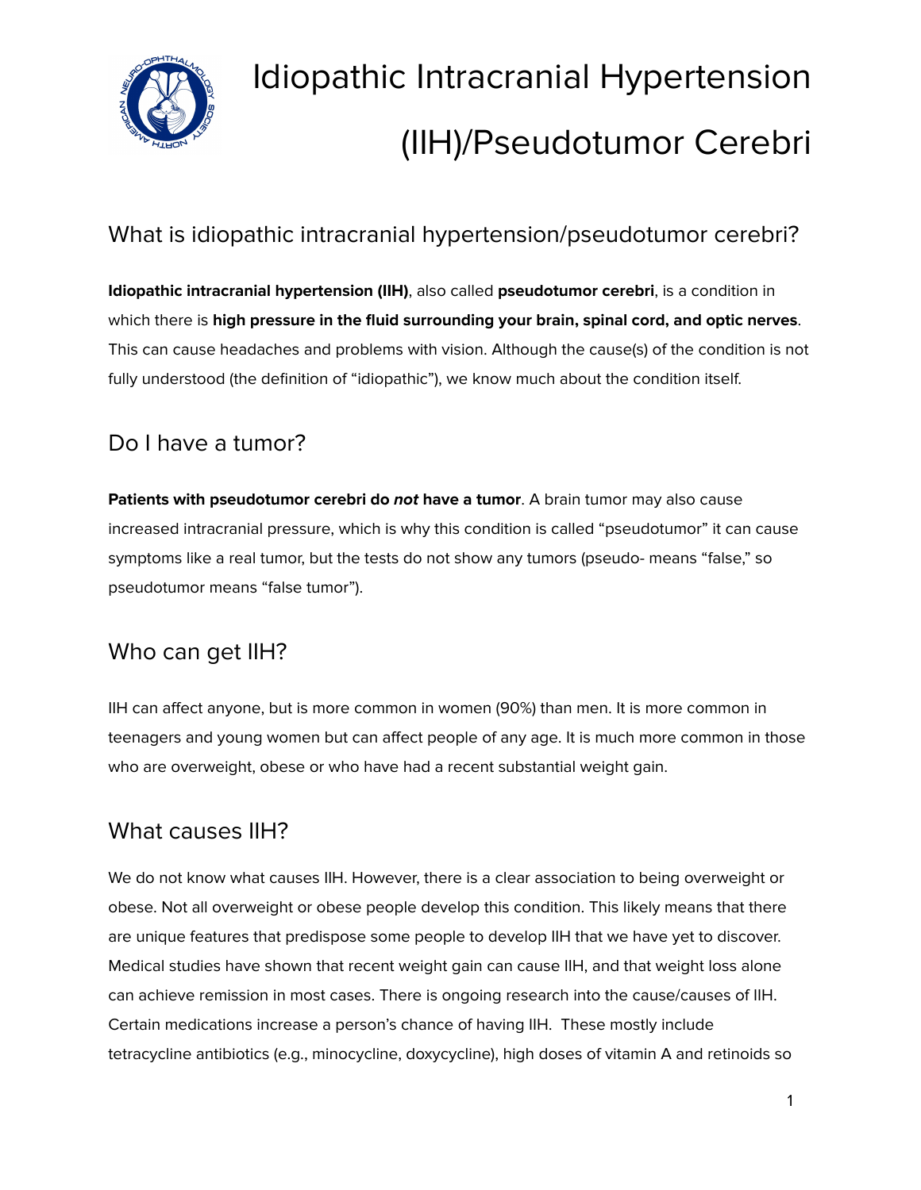# Idiopathic Intracranial Hypertension (IIH)/Pseudotumor Cerebri

## What is idiopathic intracranial hypertension/pseudotumor cerebri?

**Idiopathic intracranial hypertension (IIH)**, also called **pseudotumor cerebri**, is a condition in which there is **high pressure in the fluid surrounding your brain, spinal cord, and optic nerves**. This can cause headaches and problems with vision. Although the cause(s) of the condition is not fully understood (the definition of "idiopathic"), we know much about the condition itself.

## Do I have a tumor?

**Patients with pseudotumor cerebri do *not* have a tumor**. A brain tumor may also cause increased intracranial pressure, which is why this condition is called "pseudotumor" it can cause symptoms like a real tumor, but the tests do not show any tumors (pseudo- means "false," so pseudotumor means "false tumor").

## Who can get IIH?

IIH can affect anyone, but is more common in women (90%) than men. It is more common in teenagers and young women but can affect people of any age. It is much more common in those who are overweight, obese or who have had a recent substantial weight gain.

## What causes IIH?

We do not know what causes IIH. However, there is a clear association to being overweight or obese. Not all overweight or obese people develop this condition. This likely means that there are unique features that predispose some people to develop IIH that we have yet to discover. Medical studies have shown that recent weight gain can cause IIH, and that weight loss alone can achieve remission in most cases. There is ongoing research into the cause/causes of IIH. Certain medications increase a person's chance of having IIH. These mostly include tetracycline antibiotics (e.g., minocycline, doxycycline), high doses of vitamin A and retinoids so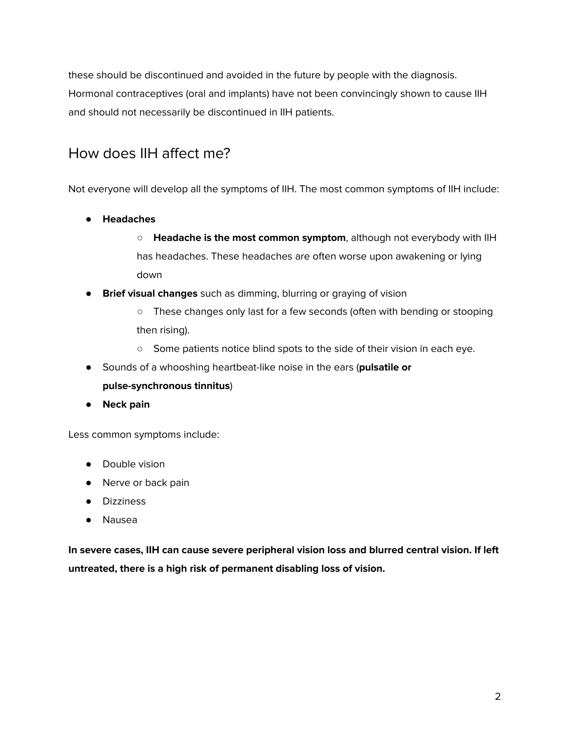these should be discontinued and avoided in the future by people with the diagnosis. Hormonal contraceptives (oral and implants) have not been convincingly shown to cause IIH and should not necessarily be discontinued in IIH patients.

## How does IIH affect me?

Not everyone will develop all the symptoms of IIH. The most common symptoms of IIH include:

- **Headaches**
  - **Headache is the most common symptom**, although not everybody with IIH has headaches. These headaches are often worse upon awakening or lying down
- **Brief visual changes** such as dimming, blurring or graying of vision
  - These changes only last for a few seconds (often with bending or stooping then rising).
  - Some patients notice blind spots to the side of their vision in each eye.
- Sounds of a whooshing heartbeat-like noise in the ears (**pulsatile or pulse-synchronous tinnitus**)
- **Neck pain**

Less common symptoms include:

- Double vision
- Nerve or back pain
- Dizziness
- Nausea

**In severe cases, IIH can cause severe peripheral vision loss and blurred central vision. If left untreated, there is a high risk of permanent disabling loss of vision.**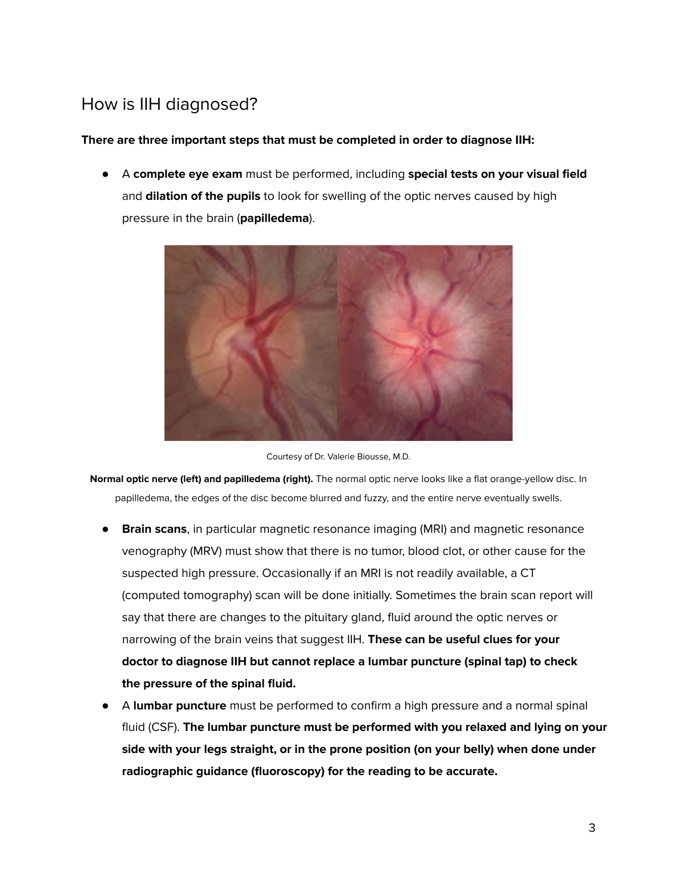## How is IIH diagnosed?

**There are three important steps that must be completed in order to diagnose IIH:**

- A **complete eye exam** must be performed, including **special tests on your visual field** and **dilation of the pupils** to look for swelling of the optic nerves caused by high pressure in the brain (**papilledema**).

Courtesy of Dr. Valerie Biousse, M.D.

**Normal optic nerve (left) and papilledema (right).** The normal optic nerve looks like a flat orange-yellow disc. In papilledema, the edges of the disc become blurred and fuzzy, and the entire nerve eventually swells.

- **Brain scans**, in particular magnetic resonance imaging (MRI) and magnetic resonance venography (MRV) must show that there is no tumor, blood clot, or other cause for the suspected high pressure. Occasionally if an MRI is not readily available, a CT (computed tomography) scan will be done initially. Sometimes the brain scan report will say that there are changes to the pituitary gland, fluid around the optic nerves or narrowing of the brain veins that suggest IIH. **These can be useful clues for your doctor to diagnose IIH but cannot replace a lumbar puncture (spinal tap) to check the pressure of the spinal fluid.**
- A **lumbar puncture** must be performed to confirm a high pressure and a normal spinal fluid (CSF). **The lumbar puncture must be performed with you relaxed and lying on your side with your legs straight, or in the prone position (on your belly) when done under radiographic guidance (fluoroscopy) for the reading to be accurate.**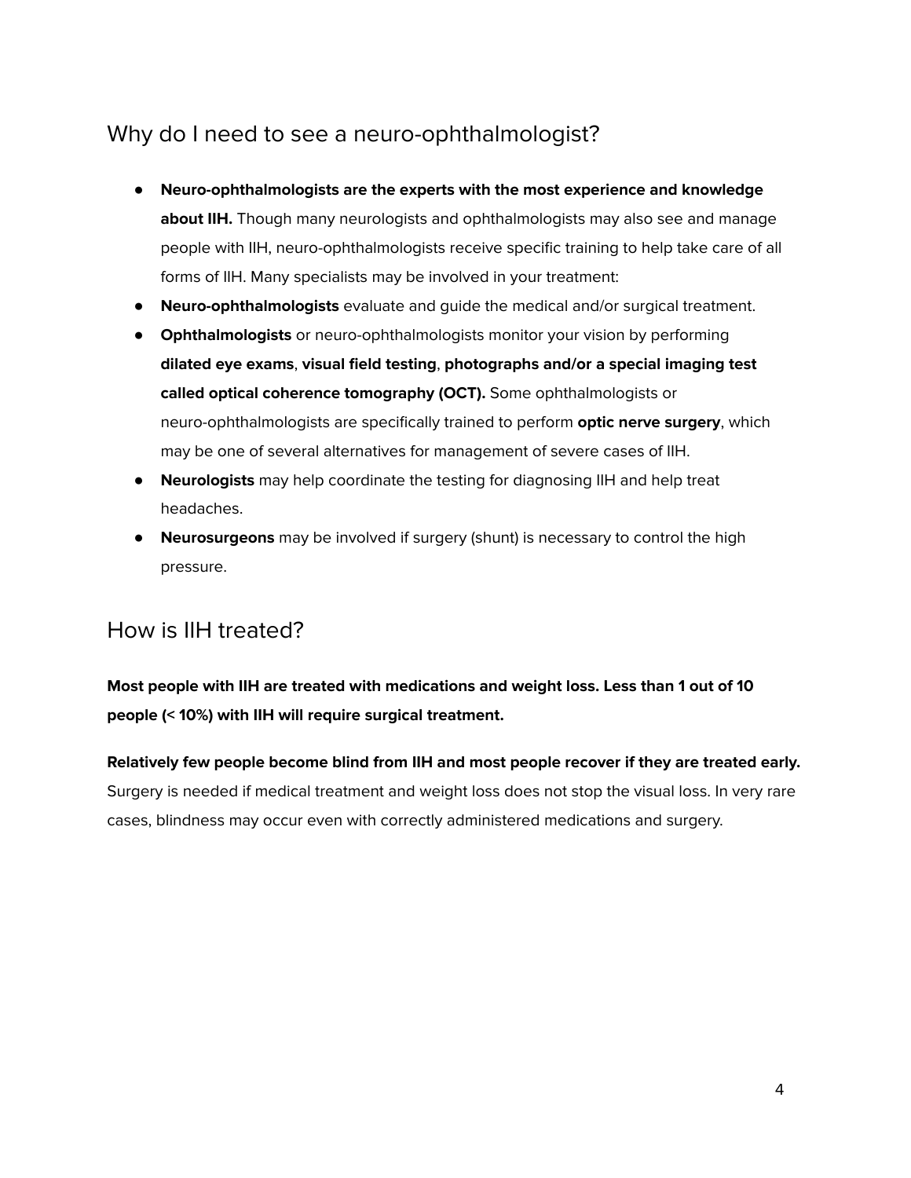## Why do I need to see a neuro-ophthalmologist?

- **Neuro-ophthalmologists are the experts with the most experience and knowledge about IIH.** Though many neurologists and ophthalmologists may also see and manage people with IIH, neuro-ophthalmologists receive specific training to help take care of all forms of IIH. Many specialists may be involved in your treatment:
- **Neuro-ophthalmologists** evaluate and guide the medical and/or surgical treatment.
- **Ophthalmologists** or neuro-ophthalmologists monitor your vision by performing **dilated eye exams**, **visual field testing**, **photographs and/or a special imaging test called optical coherence tomography (OCT).** Some ophthalmologists or neuro-ophthalmologists are specifically trained to perform **optic nerve surgery**, which may be one of several alternatives for management of severe cases of IIH.
- **Neurologists** may help coordinate the testing for diagnosing IIH and help treat headaches.
- **Neurosurgeons** may be involved if surgery (shunt) is necessary to control the high pressure.

## How is IIH treated?

**Most people with IIH are treated with medications and weight loss. Less than 1 out of 10 people (< 10%) with IIH will require surgical treatment.**

**Relatively few people become blind from IIH and most people recover if they are treated early.** Surgery is needed if medical treatment and weight loss does not stop the visual loss. In very rare cases, blindness may occur even with correctly administered medications and surgery.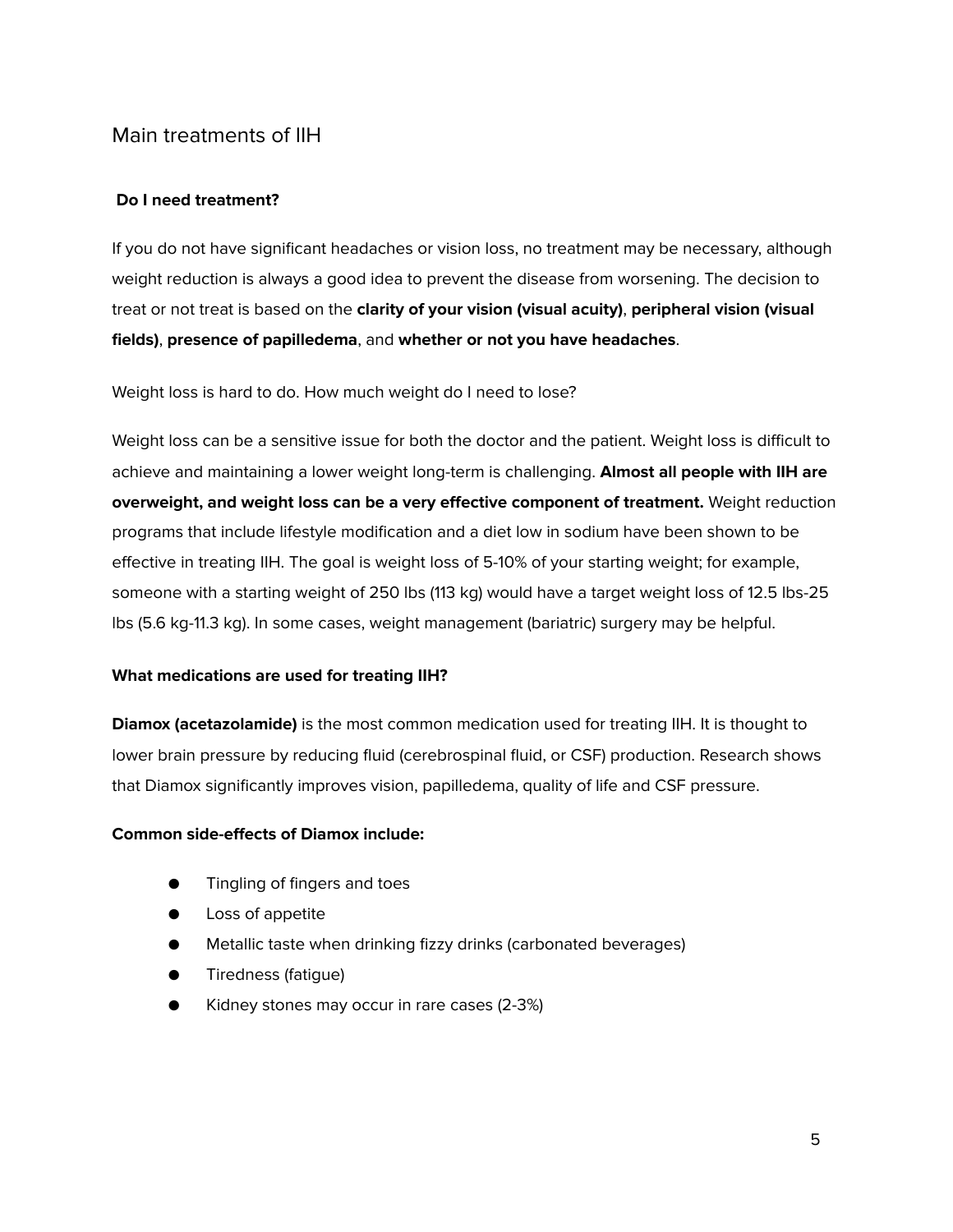## Main treatments of IIH

**Do I need treatment?**

If you do not have significant headaches or vision loss, no treatment may be necessary, although weight reduction is always a good idea to prevent the disease from worsening. The decision to treat or not treat is based on the **clarity of your vision (visual acuity)**, **peripheral vision (visual fields)**, **presence of papilledema**, and **whether or not you have headaches**.

Weight loss is hard to do. How much weight do I need to lose?

Weight loss can be a sensitive issue for both the doctor and the patient. Weight loss is difficult to achieve and maintaining a lower weight long-term is challenging. **Almost all people with IIH are overweight, and weight loss can be a very effective component of treatment.** Weight reduction programs that include lifestyle modification and a diet low in sodium have been shown to be effective in treating IIH. The goal is weight loss of 5-10% of your starting weight; for example, someone with a starting weight of 250 lbs (113 kg) would have a target weight loss of 12.5 lbs-25 lbs (5.6 kg-11.3 kg). In some cases, weight management (bariatric) surgery may be helpful.

**What medications are used for treating IIH?**

**Diamox (acetazolamide)** is the most common medication used for treating IIH. It is thought to lower brain pressure by reducing fluid (cerebrospinal fluid, or CSF) production. Research shows that Diamox significantly improves vision, papilledema, quality of life and CSF pressure.

**Common side-effects of Diamox include:**

- Tingling of fingers and toes
- Loss of appetite
- Metallic taste when drinking fizzy drinks (carbonated beverages)
- Tiredness (fatigue)
- Kidney stones may occur in rare cases (2-3%)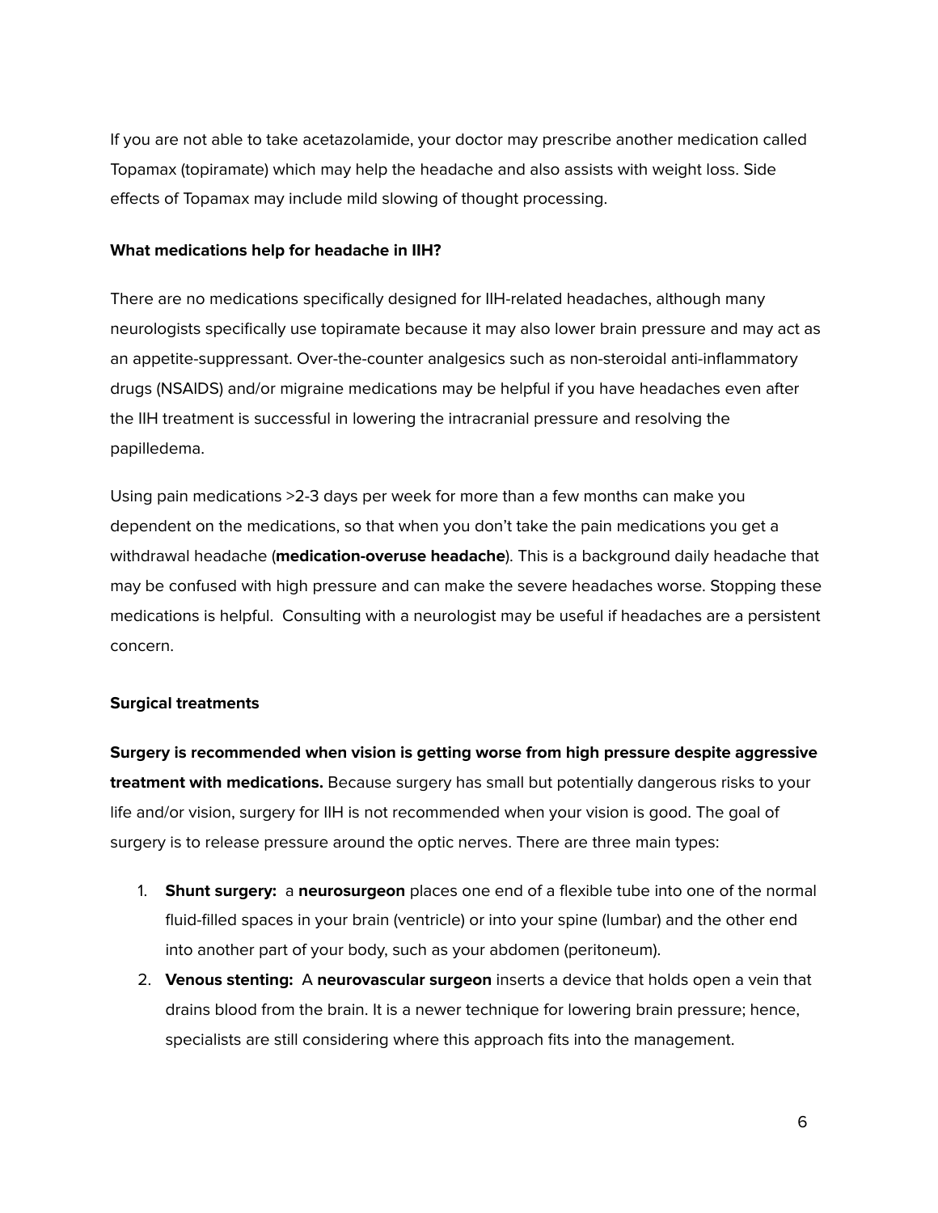If you are not able to take acetazolamide, your doctor may prescribe another medication called Topamax (topiramate) which may help the headache and also assists with weight loss. Side effects of Topamax may include mild slowing of thought processing.

**What medications help for headache in IIH?**

There are no medications specifically designed for IIH-related headaches, although many neurologists specifically use topiramate because it may also lower brain pressure and may act as an appetite-suppressant. Over-the-counter analgesics such as non-steroidal anti-inflammatory drugs (NSAIDS) and/or migraine medications may be helpful if you have headaches even after the IIH treatment is successful in lowering the intracranial pressure and resolving the papilledema.

Using pain medications >2-3 days per week for more than a few months can make you dependent on the medications, so that when you don't take the pain medications you get a withdrawal headache (**medication-overuse headache**). This is a background daily headache that may be confused with high pressure and can make the severe headaches worse. Stopping these medications is helpful. Consulting with a neurologist may be useful if headaches are a persistent concern.

**Surgical treatments**

**Surgery is recommended when vision is getting worse from high pressure despite aggressive treatment with medications.** Because surgery has small but potentially dangerous risks to your life and/or vision, surgery for IIH is not recommended when your vision is good. The goal of surgery is to release pressure around the optic nerves. There are three main types:

1. **Shunt surgery:** a **neurosurgeon** places one end of a flexible tube into one of the normal fluid-filled spaces in your brain (ventricle) or into your spine (lumbar) and the other end into another part of your body, such as your abdomen (peritoneum).
2. **Venous stenting:** A **neurovascular surgeon** inserts a device that holds open a vein that drains blood from the brain. It is a newer technique for lowering brain pressure; hence, specialists are still considering where this approach fits into the management.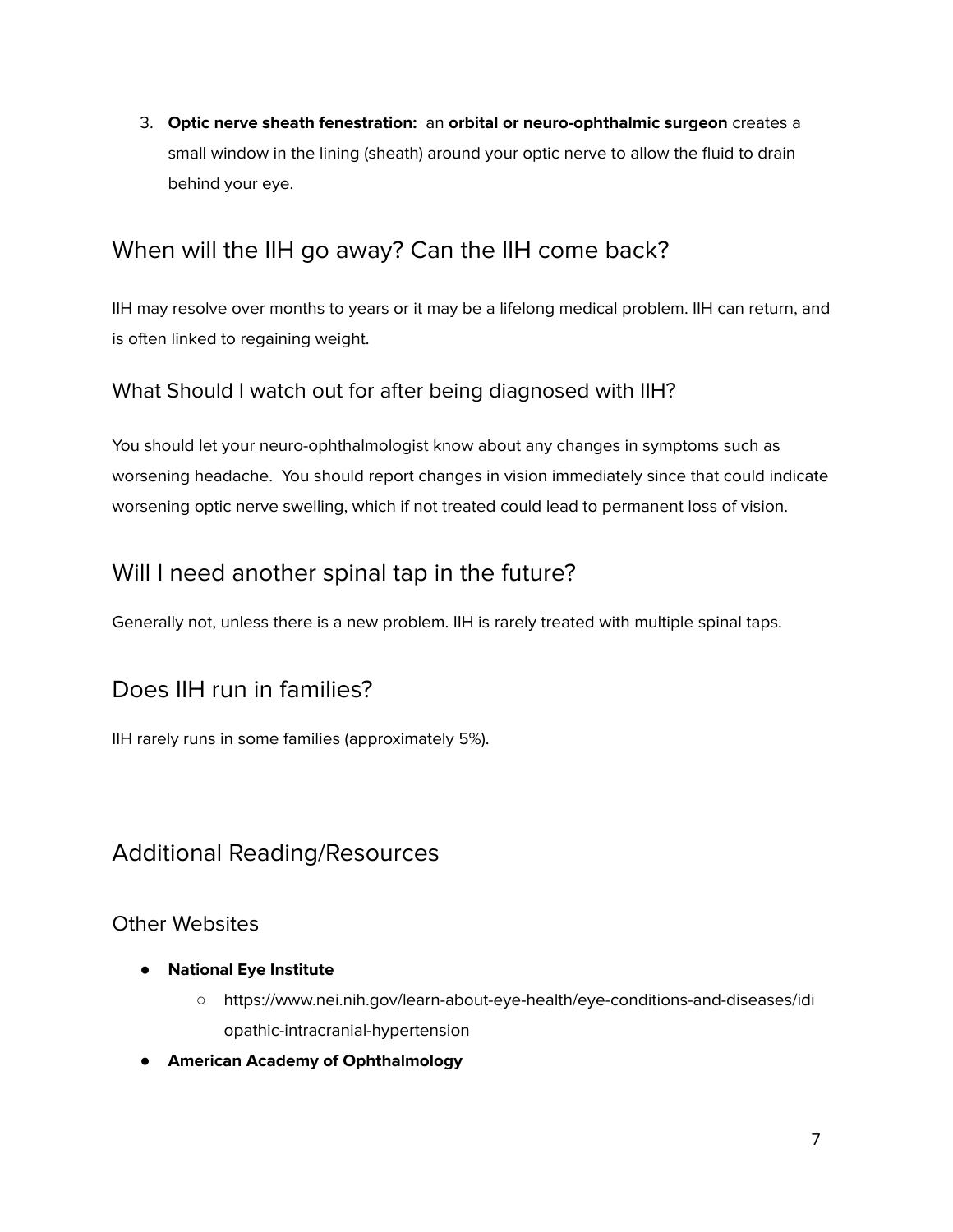3. **Optic nerve sheath fenestration:** an **orbital or neuro-ophthalmic surgeon** creates a small window in the lining (sheath) around your optic nerve to allow the fluid to drain behind your eye.

## When will the IIH go away? Can the IIH come back?

IIH may resolve over months to years or it may be a lifelong medical problem. IIH can return, and is often linked to regaining weight.

### What Should I watch out for after being diagnosed with IIH?

You should let your neuro-ophthalmologist know about any changes in symptoms such as worsening headache. You should report changes in vision immediately since that could indicate worsening optic nerve swelling, which if not treated could lead to permanent loss of vision.

## Will I need another spinal tap in the future?

Generally not, unless there is a new problem. IIH is rarely treated with multiple spinal taps.

## Does IIH run in families?

IIH rarely runs in some families (approximately 5%).

## Additional Reading/Resources

### Other Websites

- **National Eye Institute**
  - https://www.nei.nih.gov/learn-about-eye-health/eye-conditions-and-diseases/idiopathic-intracranial-hypertension
- **American Academy of Ophthalmology**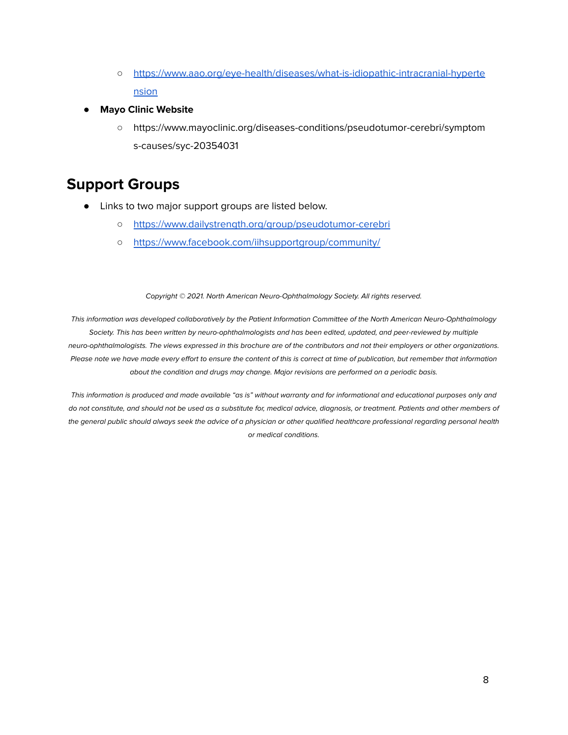- https://www.aao.org/eye-health/diseases/what-is-idiopathic-intracranial-hypertension

- **Mayo Clinic Website**
    - https://www.mayoclinic.org/diseases-conditions/pseudotumor-cerebri/symptoms-causes/syc-20354031

## Support Groups

- Links to two major support groups are listed below.
    - https://www.dailystrength.org/group/pseudotumor-cerebri
    - https://www.facebook.com/iihsupportgroup/community/

*Copyright © 2021. North American Neuro-Ophthalmology Society. All rights reserved.*

*This information was developed collaboratively by the Patient Information Committee of the North American Neuro-Ophthalmology Society. This has been written by neuro-ophthalmologists and has been edited, updated, and peer-reviewed by multiple neuro-ophthalmologists. The views expressed in this brochure are of the contributors and not their employers or other organizations. Please note we have made every effort to ensure the content of this is correct at time of publication, but remember that information about the condition and drugs may change. Major revisions are performed on a periodic basis.*

*This information is produced and made available "as is" without warranty and for informational and educational purposes only and do not constitute, and should not be used as a substitute for, medical advice, diagnosis, or treatment. Patients and other members of the general public should always seek the advice of a physician or other qualified healthcare professional regarding personal health or medical conditions.*